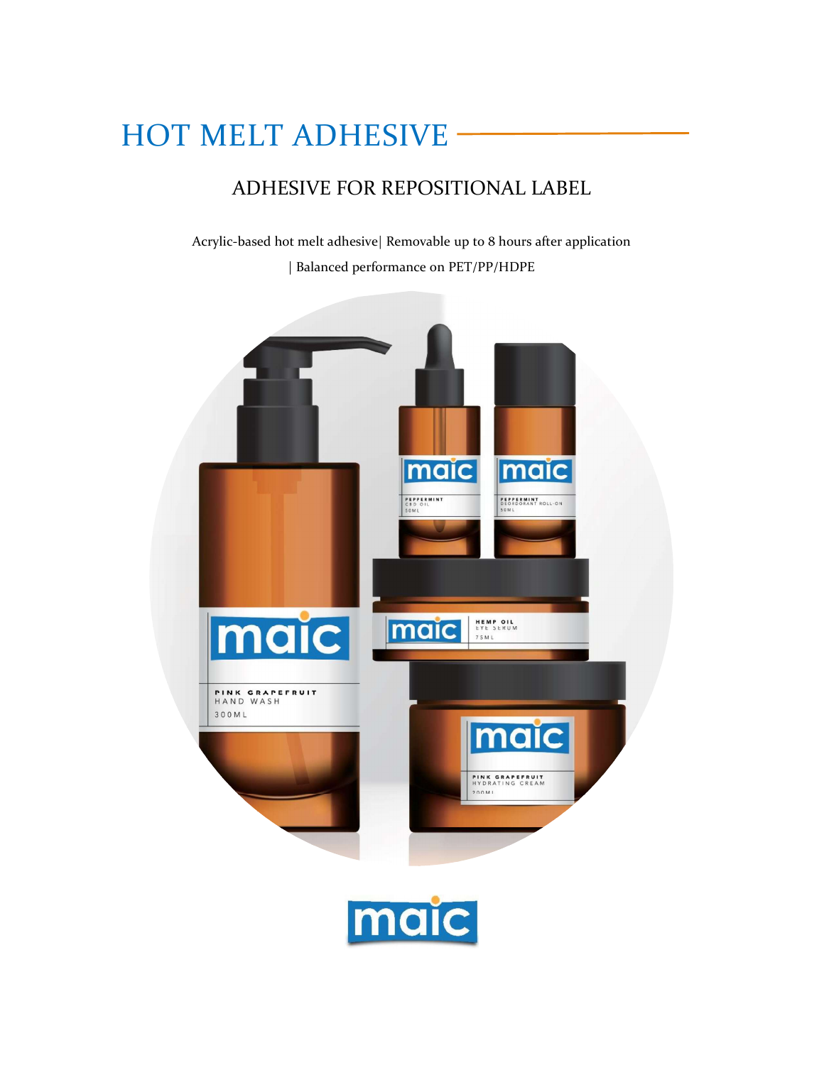# HOT MELT ADHESIVE

## ADHESIVE FOR REPOSITIONAL LABEL

Acrylic-based hot melt adhesive| Removable up to 8 hours after application | Balanced performance on PET/PP/HDPE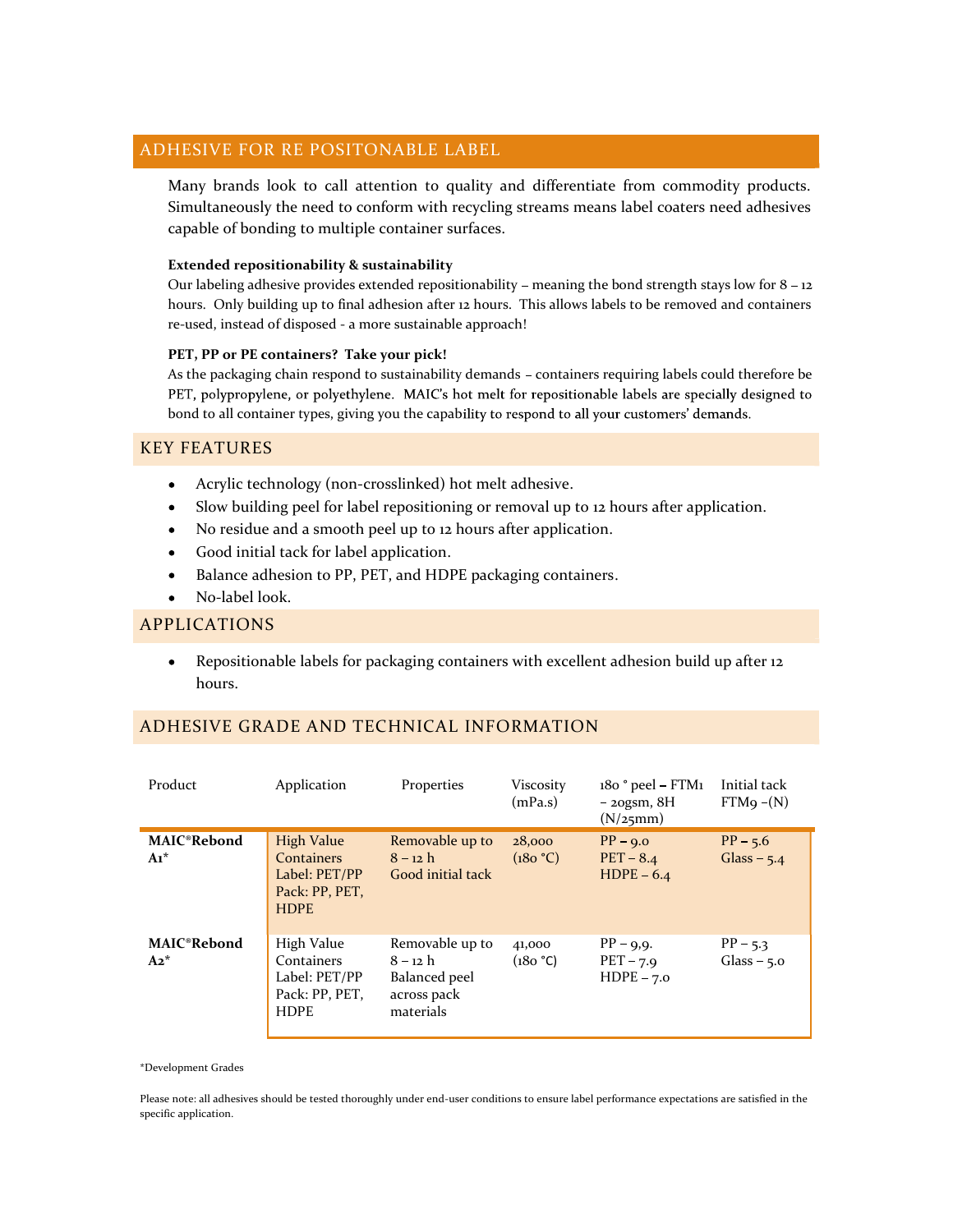## ADHESIVE FOR RE POSITONABLE LABEL

Many brands look to call attention to quality and differentiate from commodity products. Simultaneously the need to conform with recycling streams means label coaters need adhesives capable of bonding to multiple container surfaces.

**Extended repositionability & sustainability**

Our labeling adhesive provides extended repositionability – meaning the bond strength stays low for 8 – 12 hours. Only building up to final adhesion after 12 hours. This allows labels to be removed and containers re-used, instead of disposed - a more sustainable approach!

**PET, PP or PE containers? Take your pick!**

As the packaging chain respond to sustainability demands – containers requiring labels could therefore be PET, polypropylene, or polyethylene. MAIC's hot melt for repositionable labels are specially designed to bond to all container types, giving you the capability to respond to all your customers' demands.

## KEY FEATURES

- Acrylic technology (non-crosslinked) hot melt adhesive.
- Slow building peel for label repositioning or removal up to 12 hours after application.
- No residue and a smooth peel up to 12 hours after application.
- Good initial tack for label application.
- Balance adhesion to PP, PET, and HDPE packaging containers.
- No-label look.

## APPLICATIONS

- Repositionable labels for packaging containers with excellent adhesion build up after 12 hours.

## ADHESIVE GRADE AND TECHNICAL INFORMATION

| Product | Application | Properties | Viscosity (mPa.s) | 180 ° peel – FTM1 – 20gsm, 8H (N/25mm) | Initial tack FTM9 –(N) |
|---|---|---|---|---|---|
| **MAIC®Rebond A1*** | High Value Containers Label: PET/PP Pack: PP, PET, HDPE | Removable up to 8 – 12 h Good initial tack | 28,000 (180 °C) | PP – 9.0 PET – 8.4 HDPE – 6.4 | PP – 5.6 Glass – 5.4 |
| **MAIC®Rebond A2*** | High Value Containers Label: PET/PP Pack: PP, PET, HDPE | Removable up to 8 – 12 h Balanced peel across pack materials | 41,000 (180 °C) | PP – 9,9. PET – 7.9 HDPE – 7.0 | PP – 5.3 Glass – 5.0 |

*Development Grades

Please note: all adhesives should be tested thoroughly under end-user conditions to ensure label performance expectations are satisfied in the specific application.